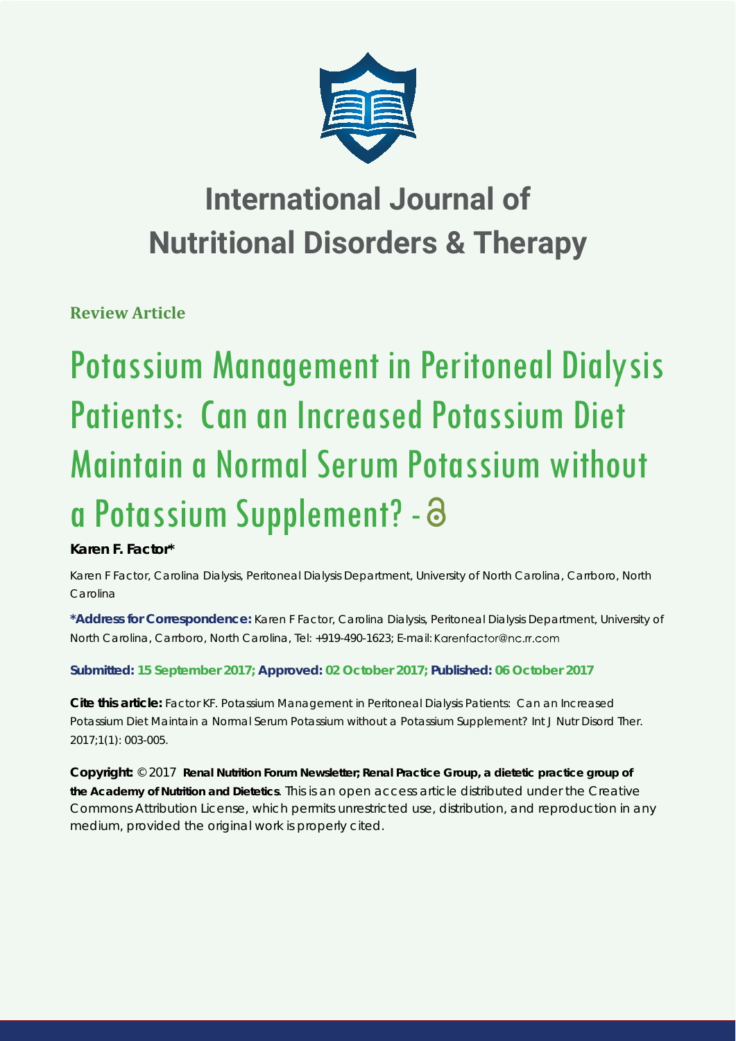# International Journal of Nutritional Disorders & Therapy

**Review Article**

# Potassium Management in Peritoneal Dialysis Patients: Can an Increased Potassium Diet Maintain a Normal Serum Potassium without a Potassium Supplement? -

**Karen F. Factor***

Karen F Factor, Carolina Dialysis, Peritoneal Dialysis Department, University of North Carolina, Carrboro, North Carolina

**\*Address for Correspondence:** Karen F Factor, Carolina Dialysis, Peritoneal Dialysis Department, University of North Carolina, Carrboro, North Carolina, Tel: +919-490-1623; E-mail: Karenfactor@nc.rr.com

**Submitted: 15 September 2017; Approved: 02 October 2017; Published: 06 October 2017**

**Cite this article:** Factor KF. Potassium Management in Peritoneal Dialysis Patients: Can an Increased Potassium Diet Maintain a Normal Serum Potassium without a Potassium Supplement? Int J Nutr Disord Ther. 2017;1(1): 003-005.

**Copyright:** © 2017 **Renal Nutrition Forum Newsletter; Renal Practice Group, a dietetic practice group of the Academy of Nutrition and Dietetics**. This is an open access article distributed under the Creative Commons Attribution License, which permits unrestricted use, distribution, and reproduction in any medium, provided the original work is properly cited.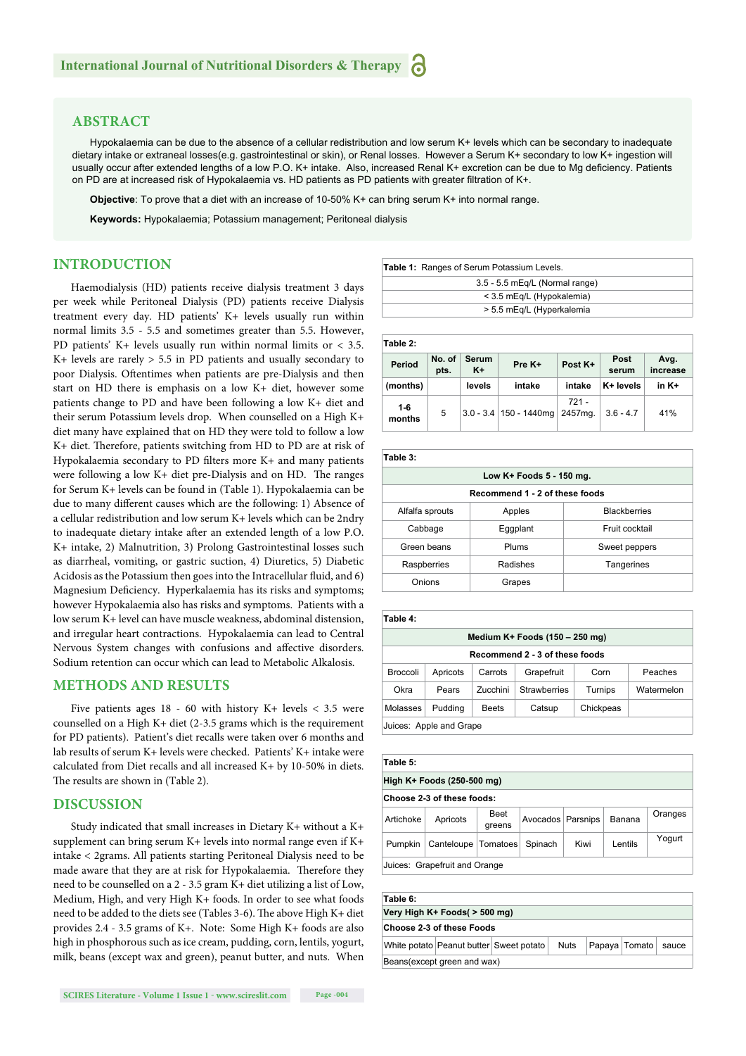## ABSTRACT

Hypokalaemia can be due to the absence of a cellular redistribution and low serum K+ levels which can be secondary to inadequate dietary intake or extraneal losses(e.g. gastrointestinal or skin), or Renal losses. However a Serum K+ secondary to low K+ ingestion will usually occur after extended lengths of a low P.O. K+ intake. Also, increased Renal K+ excretion can be due to Mg deficiency. Patients on PD are at increased risk of Hypokalaemia vs. HD patients as PD patients with greater filtration of K+.

**Objective**: To prove that a diet with an increase of 10-50% K+ can bring serum K+ into normal range.

**Keywords:** Hypokalaemia; Potassium management; Peritoneal dialysis

## INTRODUCTION

Haemodialysis (HD) patients receive dialysis treatment 3 days per week while Peritoneal Dialysis (PD) patients receive Dialysis treatment every day. HD patients' K+ levels usually run within normal limits 3.5 - 5.5 and sometimes greater than 5.5. However, PD patients' K+ levels usually run within normal limits or < 3.5. K+ levels are rarely > 5.5 in PD patients and usually secondary to poor Dialysis. Oftentimes when patients are pre-Dialysis and then start on HD there is emphasis on a low K+ diet, however some patients change to PD and have been following a low K+ diet and their serum Potassium levels drop. When counselled on a High K+ diet many have explained that on HD they were told to follow a low K+ diet. Therefore, patients switching from HD to PD are at risk of Hypokalaemia secondary to PD filters more K+ and many patients were following a low K+ diet pre-Dialysis and on HD. The ranges for Serum K+ levels can be found in (Table 1). Hypokalaemia can be due to many different causes which are the following: 1) Absence of a cellular redistribution and low serum K+ levels which can be 2ndry to inadequate dietary intake after an extended length of a low P.O. K+ intake, 2) Malnutrition, 3) Prolong Gastrointestinal losses such as diarrheal, vomiting, or gastric suction, 4) Diuretics, 5) Diabetic Acidosis as the Potassium then goes into the Intracellular fluid, and 6) Magnesium Deficiency. Hyperkalaemia has its risks and symptoms; however Hypokalaemia also has risks and symptoms. Patients with a low serum K+ level can have muscle weakness, abdominal distension, and irregular heart contractions. Hypokalaemia can lead to Central Nervous System changes with confusions and affective disorders. Sodium retention can occur which can lead to Metabolic Alkalosis.

## METHODS AND RESULTS

Five patients ages 18 - 60 with history K+ levels < 3.5 were counselled on a High K+ diet (2-3.5 grams which is the requirement for PD patients). Patient's diet recalls were taken over 6 months and lab results of serum K+ levels were checked. Patients' K+ intake were calculated from Diet recalls and all increased K+ by 10-50% in diets. The results are shown in (Table 2).

## DISCUSSION

Study indicated that small increases in Dietary K+ without a K+ supplement can bring serum K+ levels into normal range even if K+ intake < 2grams. All patients starting Peritoneal Dialysis need to be made aware that they are at risk for Hypokalaemia. Therefore they need to be counselled on a 2 - 3.5 gram K+ diet utilizing a list of Low, Medium, High, and very High K+ foods. In order to see what foods need to be added to the diets see (Tables 3-6). The above High K+ diet provides 2.4 - 3.5 grams of K+. Note: Some High K+ foods are also high in phosphorous such as ice cream, pudding, corn, lentils, yogurt, milk, beans (except wax and green), peanut butter, and nuts. When

**Table 1:** Ranges of Serum Potassium Levels.

| Range |
|---|
| 3.5 - 5.5 mEq/L (Normal range) |
| < 3.5 mEq/L (Hypokalemia) |
| > 5.5 mEq/L (Hyperkalemia |

**Table 2:**

| Period (months) | No. of pts. | Serum K+ levels | Pre K+ intake | Post K+ intake | Post serum K+ levels | Avg. increase in K+ |
|---|---|---|---|---|---|---|
| 1-6 months | 5 | 3.0 - 3.4 | 150 - 1440mg | 721 - 2457mg. | 3.6 - 4.7 | 41% |

**Table 3:**

| Low K+ Foods 5 - 150 mg. | | |
|---|---|---|
| Recommend 1 - 2 of these foods | | |
| Alfalfa sprouts | Apples | Blackberries |
| Cabbage | Eggplant | Fruit cocktail |
| Green beans | Plums | Sweet peppers |
| Raspberries | Radishes | Tangerines |
| Onions | Grapes | |

**Table 4:**

| Medium K+ Foods (150 – 250 mg) | | | | | |
|---|---|---|---|---|---|
| Recommend 2 - 3 of these foods | | | | | |
| Broccoli | Apricots | Carrots | Grapefruit | Corn | Peaches |
| Okra | Pears | Zucchini | Strawberries | Turnips | Watermelon |
| Molasses | Pudding | Beets | Catsup | Chickpeas | |
| Juices: Apple and Grape | | | | | |

**Table 5:**

| High K+ Foods (250-500 mg) | | | | | | |
|---|---|---|---|---|---|---|
| Choose 2-3 of these foods: | | | | | | |
| Artichoke | Apricots | Beet greens | Avocados | Parsnips | Banana | Oranges |
| Pumpkin | Canteloupe | Tomatoes | Spinach | Kiwi | Lentils | Yogurt |
| Juices: Grapefruit and Orange | | | | | | |

**Table 6:**

| Very High K+ Foods( > 500 mg) | | | | | | |
|---|---|---|---|---|---|---|
| Choose 2-3 of these Foods | | | | | | |
| White potato | Peanut butter | Sweet potato | Nuts | Papaya | Tomato | sauce |
| Beans(except green and wax) | | | | | | |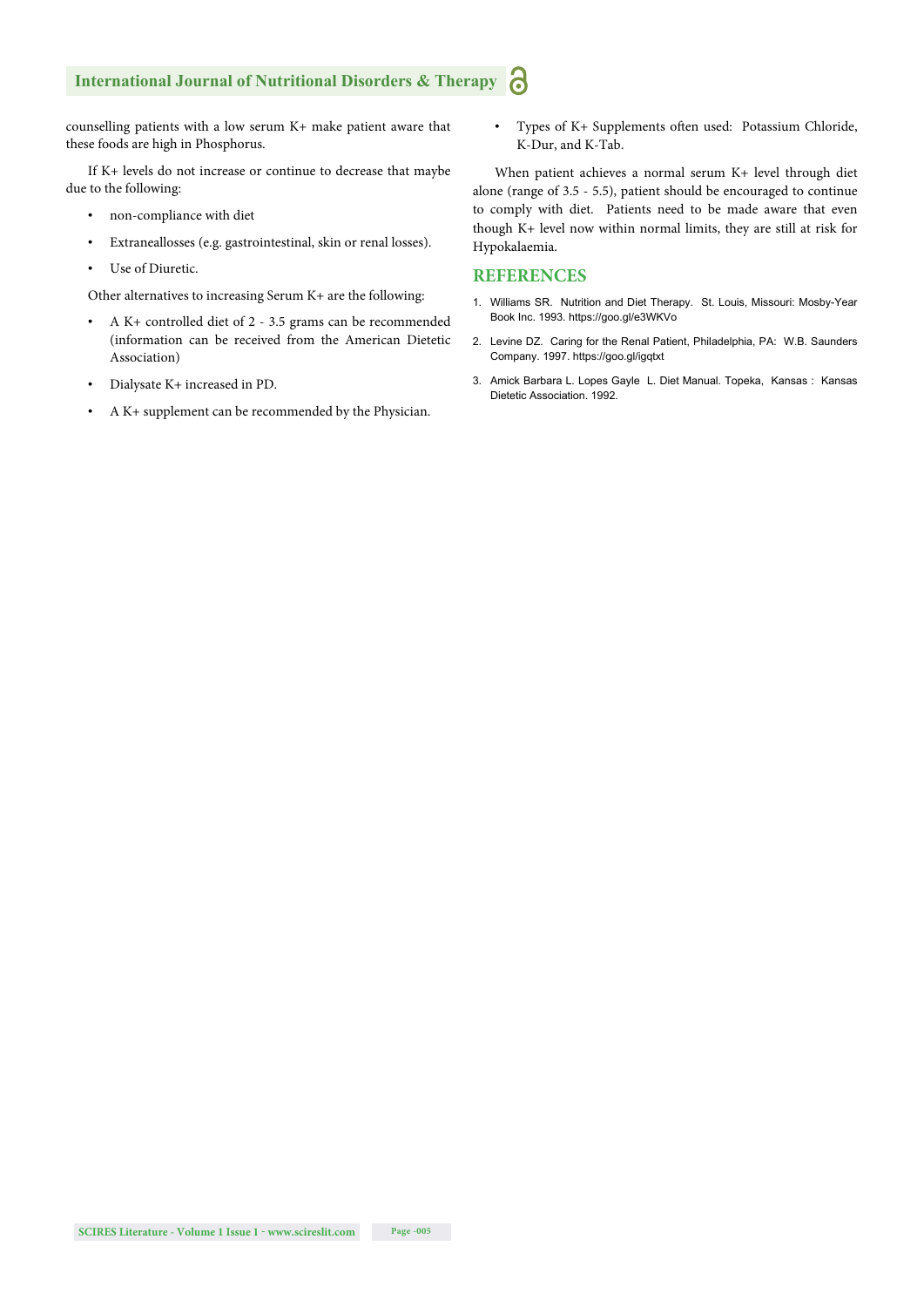counselling patients with a low serum K+ make patient aware that these foods are high in Phosphorus.

If K+ levels do not increase or continue to decrease that maybe due to the following:

- non-compliance with diet
- Extraneallosses (e.g. gastrointestinal, skin or renal losses).
- Use of Diuretic.

Other alternatives to increasing Serum K+ are the following:

- A K+ controlled diet of 2 - 3.5 grams can be recommended (information can be received from the American Dietetic Association)
- Dialysate K+ increased in PD.
- A K+ supplement can be recommended by the Physician.
- Types of K+ Supplements often used: Potassium Chloride, K-Dur, and K-Tab.

When patient achieves a normal serum K+ level through diet alone (range of 3.5 - 5.5), patient should be encouraged to continue to comply with diet. Patients need to be made aware that even though K+ level now within normal limits, they are still at risk for Hypokalaemia.

## REFERENCES

1. Williams SR. Nutrition and Diet Therapy. St. Louis, Missouri: Mosby-Year Book Inc. 1993. https://goo.gl/e3WKVo
2. Levine DZ. Caring for the Renal Patient, Philadelphia, PA: W.B. Saunders Company. 1997. https://goo.gl/igqtxt
3. Amick Barbara L. Lopes Gayle L. Diet Manual. Topeka, Kansas : Kansas Dietetic Association. 1992.